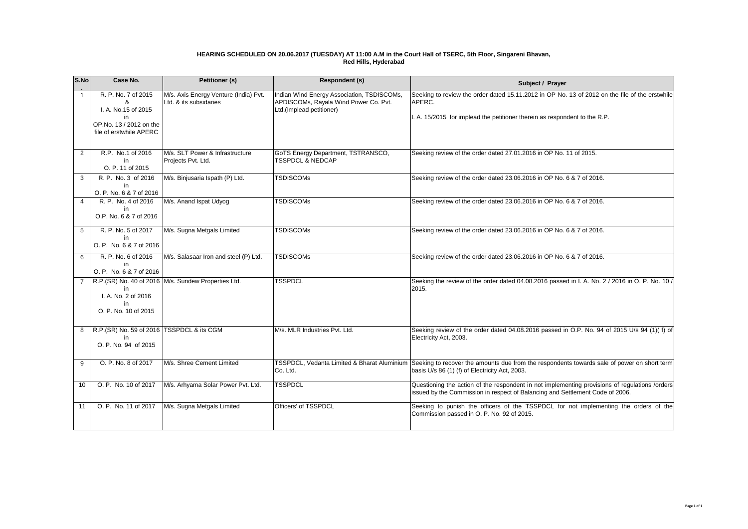**HEARING SCHEDULED ON 20.06.2017 (TUESDAY) AT 11:00 A.M in the Court Hall of TSERC, 5th Floor, Singareni Bhavan, Red Hills, Hyderabad**

| S.No. | Case No. | Petitioner (s) | Respondent (s) | Subject / Prayer |
|---|---|---|---|---|
| 1 | R. P. No. 7 of 2015 & I. A. No.15 of 2015 in OP.No. 13 / 2012 on the file of erstwhile APERC | M/s. Axis Energy Venture (India) Pvt. Ltd. & its subsidaries | Indian Wind Energy Association, TSDISCOMs, APDISCOMs, Rayala Wind Power Co. Pvt. Ltd.(Implead petitioner) | Seeking to review the order dated 15.11.2012 in OP No. 13 of 2012 on the file of the erstwhile APERC.<br><br>I. A. 15/2015 for implead the petitioner therein as respondent to the R.P. |
| 2 | R.P. No.1 of 2016 in O. P. 11 of 2015 | M/s. SLT Power & Infrastructure Projects Pvt. Ltd. | GoTS Energy Department, TSTRANSCO, TSSPDCL & NEDCAP | Seeking review of the order dated 27.01.2016 in OP No. 11 of 2015. |
| 3 | R. P. No. 3 of 2016 in O. P. No. 6 & 7 of 2016 | M/s. Binjusaria Ispath (P) Ltd. | TSDISCOMs | Seeking review of the order dated 23.06.2016 in OP No. 6 & 7 of 2016. |
| 4 | R. P. No. 4 of 2016 in O.P. No. 6 & 7 of 2016 | M/s. Anand Ispat Udyog | TSDISCOMs | Seeking review of the order dated 23.06.2016 in OP No. 6 & 7 of 2016. |
| 5 | R. P. No. 5 of 2017 in O. P. No. 6 & 7 of 2016 | M/s. Sugna Metgals Limited | TSDISCOMs | Seeking review of the order dated 23.06.2016 in OP No. 6 & 7 of 2016. |
| 6 | R. P. No. 6 of 2016 in O. P. No. 6 & 7 of 2016 | M/s. Salasaar Iron and steel (P) Ltd. | TSDISCOMs | Seeking review of the order dated 23.06.2016 in OP No. 6 & 7 of 2016. |
| 7 | R.P.(SR) No. 40 of 2016 in I. A. No. 2 of 2016 in O. P. No. 10 of 2015 | M/s. Sundew Properties Ltd. | TSSPDCL | Seeking the review of the order dated 04.08.2016 passed in I. A. No. 2 / 2016 in O. P. No. 10 / 2015. |
| 8 | R.P.(SR) No. 59 of 2016 in O. P. No. 94 of 2015 | TSSPDCL & its CGM | M/s. MLR Industries Pvt. Ltd. | Seeking review of the order dated 04.08.2016 passed in O.P. No. 94 of 2015 U/s 94 (1)( f) of Electricity Act, 2003. |
| 9 | O. P. No. 8 of 2017 | M/s. Shree Cement Limited | TSSPDCL, Vedanta Limited & Bharat Aluminium Co. Ltd. | Seeking to recover the amounts due from the respondents towards sale of power on short term basis U/s 86 (1) (f) of Electricity Act, 2003. |
| 10 | O. P. No. 10 of 2017 | M/s. Arhyama Solar Power Pvt. Ltd. | TSSPDCL | Questioning the action of the respondent in not implementing provisions of regulations /orders issued by the Commission in respect of Balancing and Settlement Code of 2006. |
| 11 | O. P. No. 11 of 2017 | M/s. Sugna Metgals Limited | Officers' of TSSPDCL | Seeking to punish the officers of the TSSPDCL for not implementing the orders of the Commission passed in O. P. No. 92 of 2015. |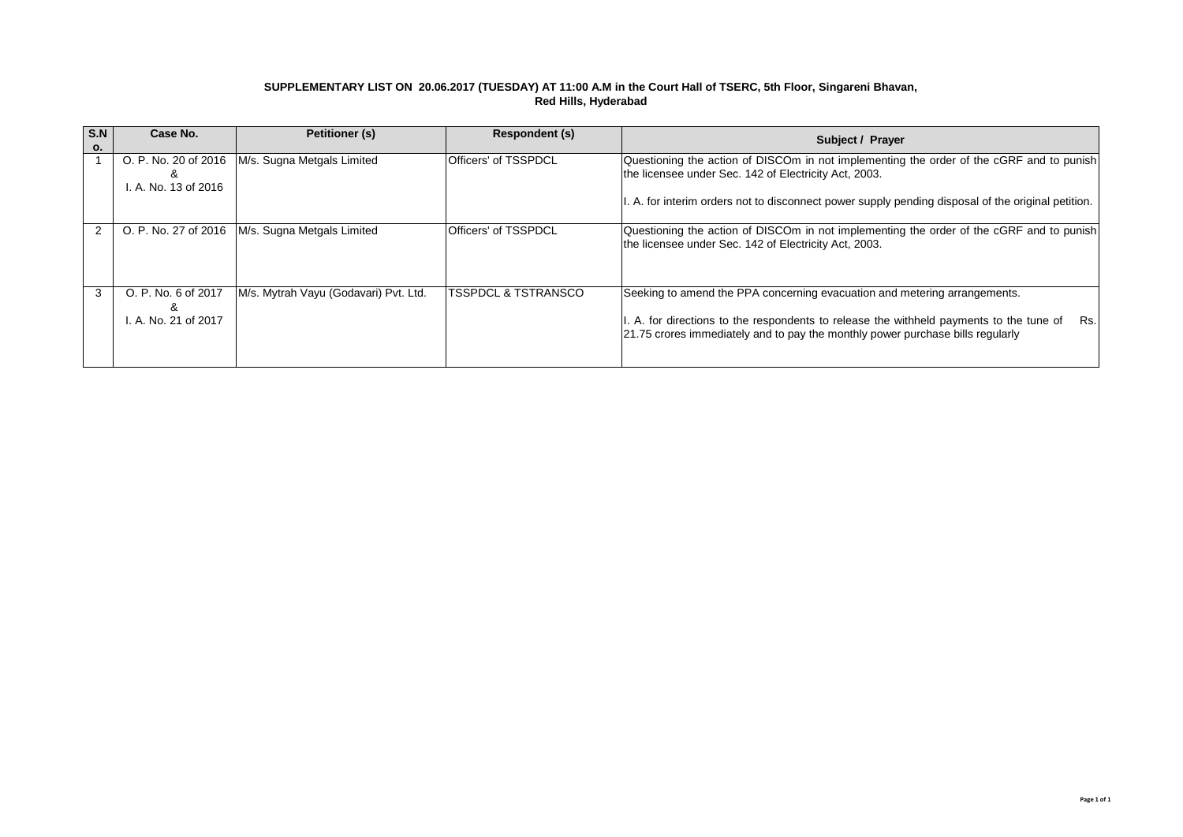**SUPPLEMENTARY LIST ON 20.06.2017 (TUESDAY) AT 11:00 A.M in the Court Hall of TSERC, 5th Floor, Singareni Bhavan, Red Hills, Hyderabad**

| S.No. | Case No. | Petitioner (s) | Respondent (s) | Subject / Prayer |
|---|---|---|---|---|
| 1 | O. P. No. 20 of 2016 & I. A. No. 13 of 2016 | M/s. Sugna Metgals Limited | Officers' of TSSPDCL | Questioning the action of DISCOm in not implementing the order of the cGRF and to punish the licensee under Sec. 142 of Electricity Act, 2003.<br><br>I. A. for interim orders not to disconnect power supply pending disposal of the original petition. |
| 2 | O. P. No. 27 of 2016 | M/s. Sugna Metgals Limited | Officers' of TSSPDCL | Questioning the action of DISCOm in not implementing the order of the cGRF and to punish the licensee under Sec. 142 of Electricity Act, 2003. |
| 3 | O. P. No. 6 of 2017 & I. A. No. 21 of 2017 | M/s. Mytrah Vayu (Godavari) Pvt. Ltd. | TSSPDCL & TSTRANSCO | Seeking to amend the PPA concerning evacuation and metering arrangements.<br><br>I. A. for directions to the respondents to release the withheld payments to the tune of Rs. 21.75 crores immediately and to pay the monthly power purchase bills regularly |